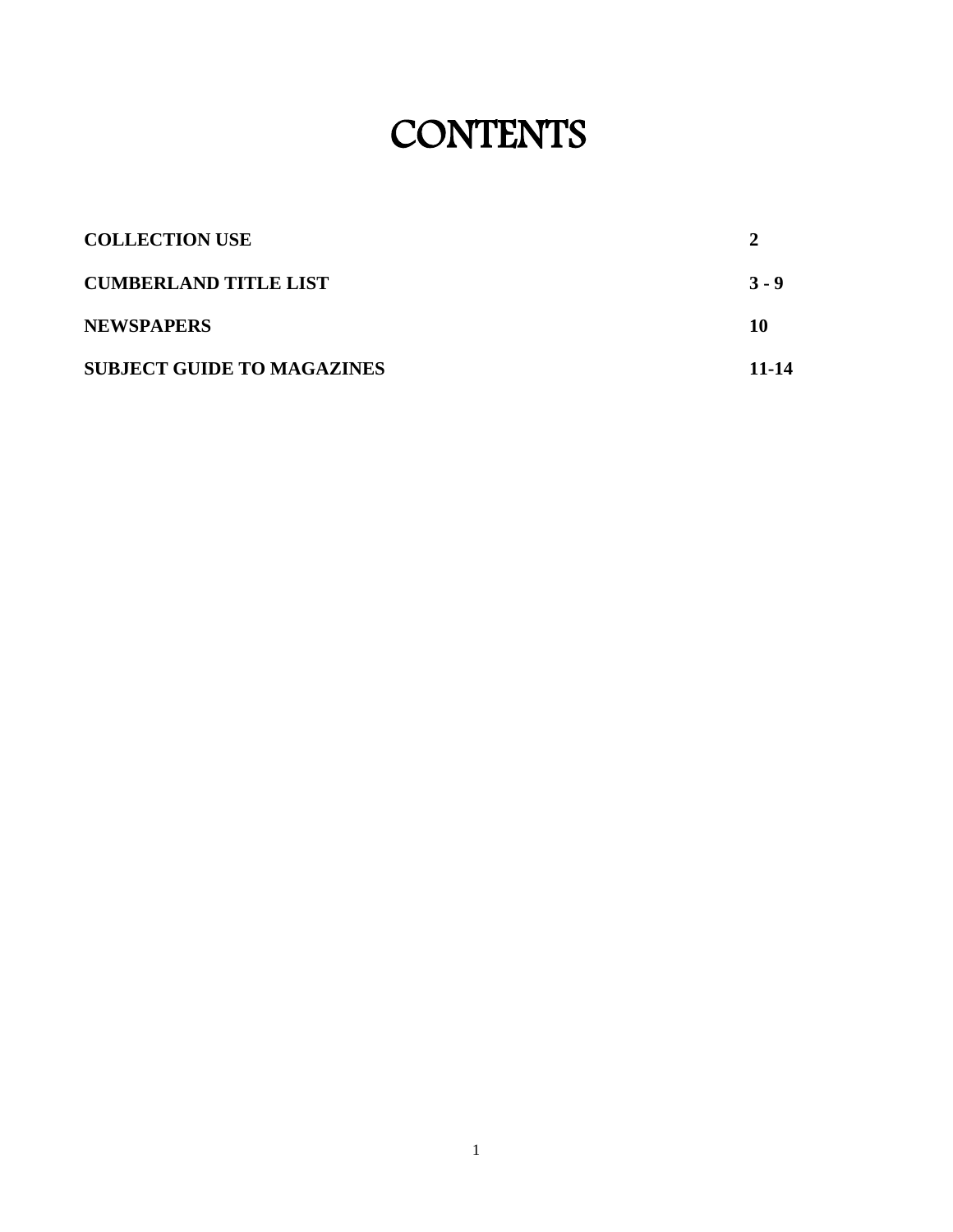# CONTENTS

| | |
|---|---|
| **COLLECTION USE** | **2** |
| **CUMBERLAND TITLE LIST** | **3 - 9** |
| **NEWSPAPERS** | **10** |
| **SUBJECT GUIDE TO MAGAZINES** | **11-14** |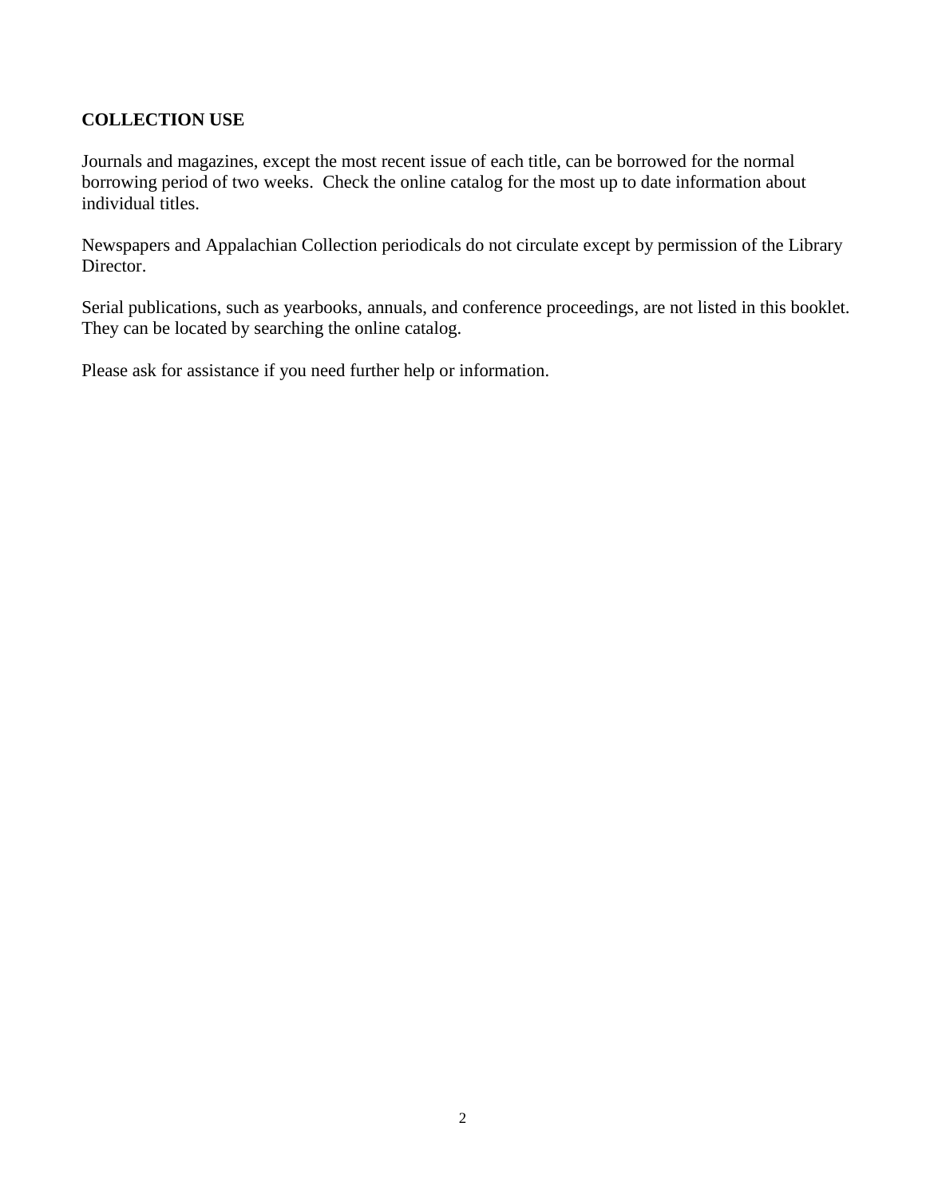## COLLECTION USE

Journals and magazines, except the most recent issue of each title, can be borrowed for the normal borrowing period of two weeks. Check the online catalog for the most up to date information about individual titles.

Newspapers and Appalachian Collection periodicals do not circulate except by permission of the Library Director.

Serial publications, such as yearbooks, annuals, and conference proceedings, are not listed in this booklet. They can be located by searching the online catalog.

Please ask for assistance if you need further help or information.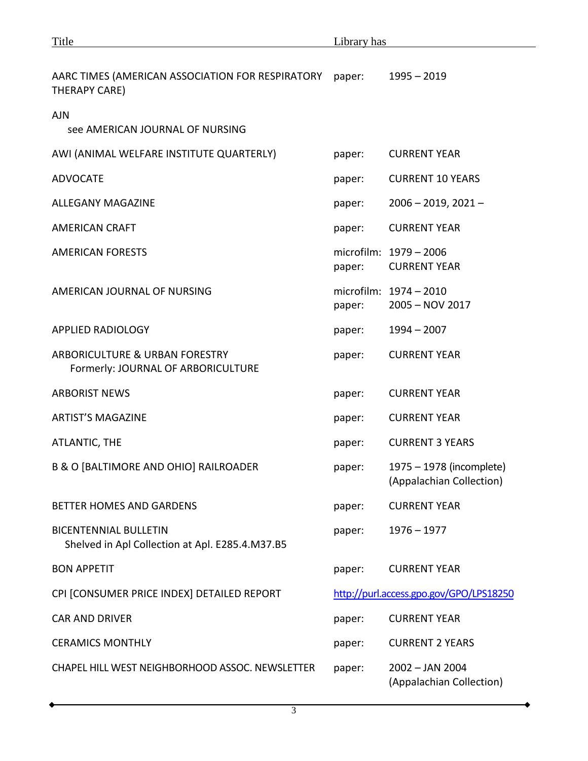| Title | Library has | |
| --- | --- | --- |
| AARC TIMES (AMERICAN ASSOCIATION FOR RESPIRATORY THERAPY CARE) | paper: | 1995 – 2019 |
| AJN<br>see AMERICAN JOURNAL OF NURSING | | |
| AWI (ANIMAL WELFARE INSTITUTE QUARTERLY) | paper: | CURRENT YEAR |
| ADVOCATE | paper: | CURRENT 10 YEARS |
| ALLEGANY MAGAZINE | paper: | 2006 – 2019, 2021 – |
| AMERICAN CRAFT | paper: | CURRENT YEAR |
| AMERICAN FORESTS | microfilm:<br>paper: | 1979 – 2006<br>CURRENT YEAR |
| AMERICAN JOURNAL OF NURSING | microfilm:<br>paper: | 1974 – 2010<br>2005 – NOV 2017 |
| APPLIED RADIOLOGY | paper: | 1994 – 2007 |
| ARBORICULTURE & URBAN FORESTRY<br>Formerly: JOURNAL OF ARBORICULTURE | paper: | CURRENT YEAR |
| ARBORIST NEWS | paper: | CURRENT YEAR |
| ARTIST'S MAGAZINE | paper: | CURRENT YEAR |
| ATLANTIC, THE | paper: | CURRENT 3 YEARS |
| B & O [BALTIMORE AND OHIO] RAILROADER | paper: | 1975 – 1978 (incomplete)<br>(Appalachian Collection) |
| BETTER HOMES AND GARDENS | paper: | CURRENT YEAR |
| BICENTENNIAL BULLETIN<br>Shelved in Apl Collection at Apl. E285.4.M37.B5 | paper: | 1976 – 1977 |
| BON APPETIT | paper: | CURRENT YEAR |
| CPI [CONSUMER PRICE INDEX] DETAILED REPORT | http://purl.access.gpo.gov/GPO/LPS18250 | |
| CAR AND DRIVER | paper: | CURRENT YEAR |
| CERAMICS MONTHLY | paper: | CURRENT 2 YEARS |
| CHAPEL HILL WEST NEIGHBORHOOD ASSOC. NEWSLETTER | paper: | 2002 – JAN 2004<br>(Appalachian Collection) |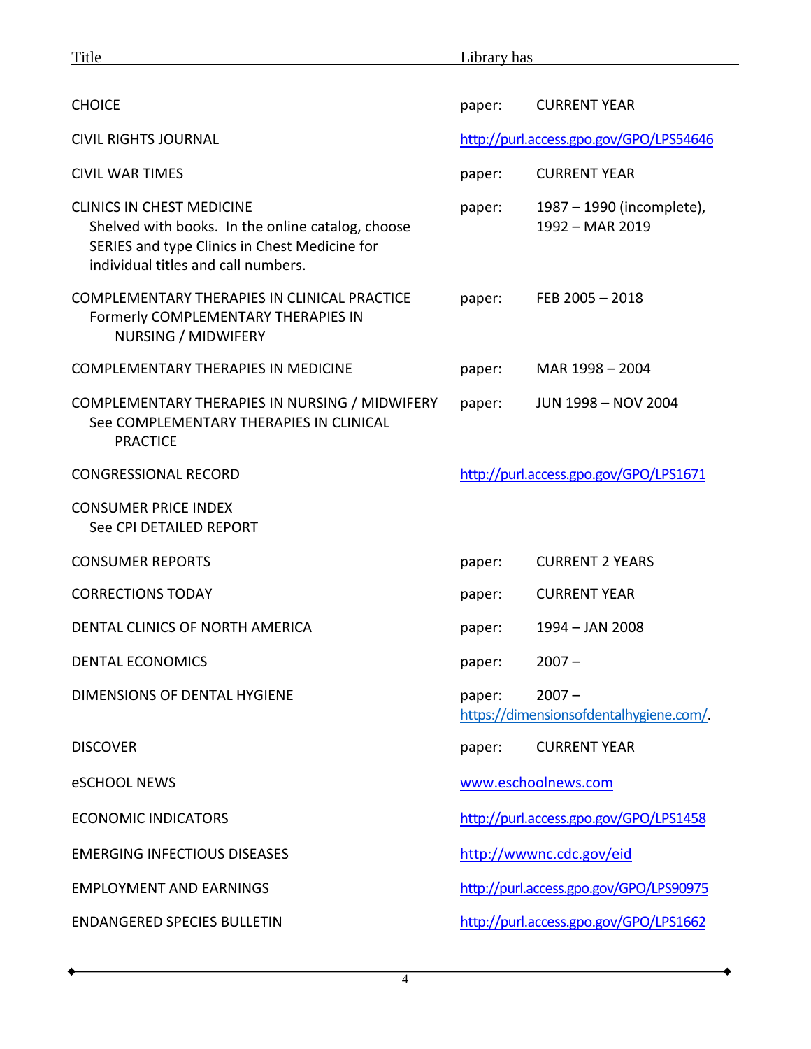| Title | Library has |
|---|---|
| CHOICE | paper: CURRENT YEAR |
| CIVIL RIGHTS JOURNAL | http://purl.access.gpo.gov/GPO/LPS54646 |
| CIVIL WAR TIMES | paper: CURRENT YEAR |
| CLINICS IN CHEST MEDICINE<br>Shelved with books. In the online catalog, choose SERIES and type Clinics in Chest Medicine for individual titles and call numbers. | paper: 1987 – 1990 (incomplete), 1992 – MAR 2019 |
| COMPLEMENTARY THERAPIES IN CLINICAL PRACTICE<br>Formerly COMPLEMENTARY THERAPIES IN NURSING / MIDWIFERY | paper: FEB 2005 – 2018 |
| COMPLEMENTARY THERAPIES IN MEDICINE | paper: MAR 1998 – 2004 |
| COMPLEMENTARY THERAPIES IN NURSING / MIDWIFERY<br>See COMPLEMENTARY THERAPIES IN CLINICAL PRACTICE | paper: JUN 1998 – NOV 2004 |
| CONGRESSIONAL RECORD | http://purl.access.gpo.gov/GPO/LPS1671 |
| CONSUMER PRICE INDEX<br>See CPI DETAILED REPORT | |
| CONSUMER REPORTS | paper: CURRENT 2 YEARS |
| CORRECTIONS TODAY | paper: CURRENT YEAR |
| DENTAL CLINICS OF NORTH AMERICA | paper: 1994 – JAN 2008 |
| DENTAL ECONOMICS | paper: 2007 – |
| DIMENSIONS OF DENTAL HYGIENE | paper: 2007 –<br>https://dimensionsofdentalhygiene.com/. |
| DISCOVER | paper: CURRENT YEAR |
| eSCHOOL NEWS | www.eschoolnews.com |
| ECONOMIC INDICATORS | http://purl.access.gpo.gov/GPO/LPS1458 |
| EMERGING INFECTIOUS DISEASES | http://wwwnc.cdc.gov/eid |
| EMPLOYMENT AND EARNINGS | http://purl.access.gpo.gov/GPO/LPS90975 |
| ENDANGERED SPECIES BULLETIN | http://purl.access.gpo.gov/GPO/LPS1662 |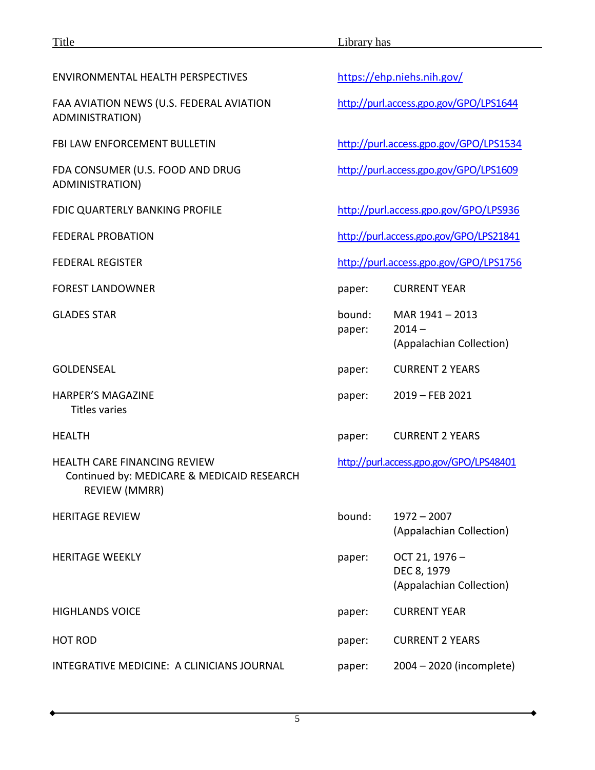| Title | Library has | |
|---|---|---|
| ENVIRONMENTAL HEALTH PERSPECTIVES | https://ehp.niehs.nih.gov/ | |
| FAA AVIATION NEWS (U.S. FEDERAL AVIATION ADMINISTRATION) | http://purl.access.gpo.gov/GPO/LPS1644 | |
| FBI LAW ENFORCEMENT BULLETIN | http://purl.access.gpo.gov/GPO/LPS1534 | |
| FDA CONSUMER (U.S. FOOD AND DRUG ADMINISTRATION) | http://purl.access.gpo.gov/GPO/LPS1609 | |
| FDIC QUARTERLY BANKING PROFILE | http://purl.access.gpo.gov/GPO/LPS936 | |
| FEDERAL PROBATION | http://purl.access.gpo.gov/GPO/LPS21841 | |
| FEDERAL REGISTER | http://purl.access.gpo.gov/GPO/LPS1756 | |
| FOREST LANDOWNER | paper: | CURRENT YEAR |
| GLADES STAR | bound:<br>paper: | MAR 1941 – 2013<br>2014 –<br>(Appalachian Collection) |
| GOLDENSEAL | paper: | CURRENT 2 YEARS |
| HARPER'S MAGAZINE<br>Titles varies | paper: | 2019 – FEB 2021 |
| HEALTH | paper: | CURRENT 2 YEARS |
| HEALTH CARE FINANCING REVIEW<br>Continued by: MEDICARE & MEDICAID RESEARCH REVIEW (MMRR) | http://purl.access.gpo.gov/GPO/LPS48401 | |
| HERITAGE REVIEW | bound: | 1972 – 2007<br>(Appalachian Collection) |
| HERITAGE WEEKLY | paper: | OCT 21, 1976 – DEC 8, 1979<br>(Appalachian Collection) |
| HIGHLANDS VOICE | paper: | CURRENT YEAR |
| HOT ROD | paper: | CURRENT 2 YEARS |
| INTEGRATIVE MEDICINE: A CLINICIANS JOURNAL | paper: | 2004 – 2020 (incomplete) |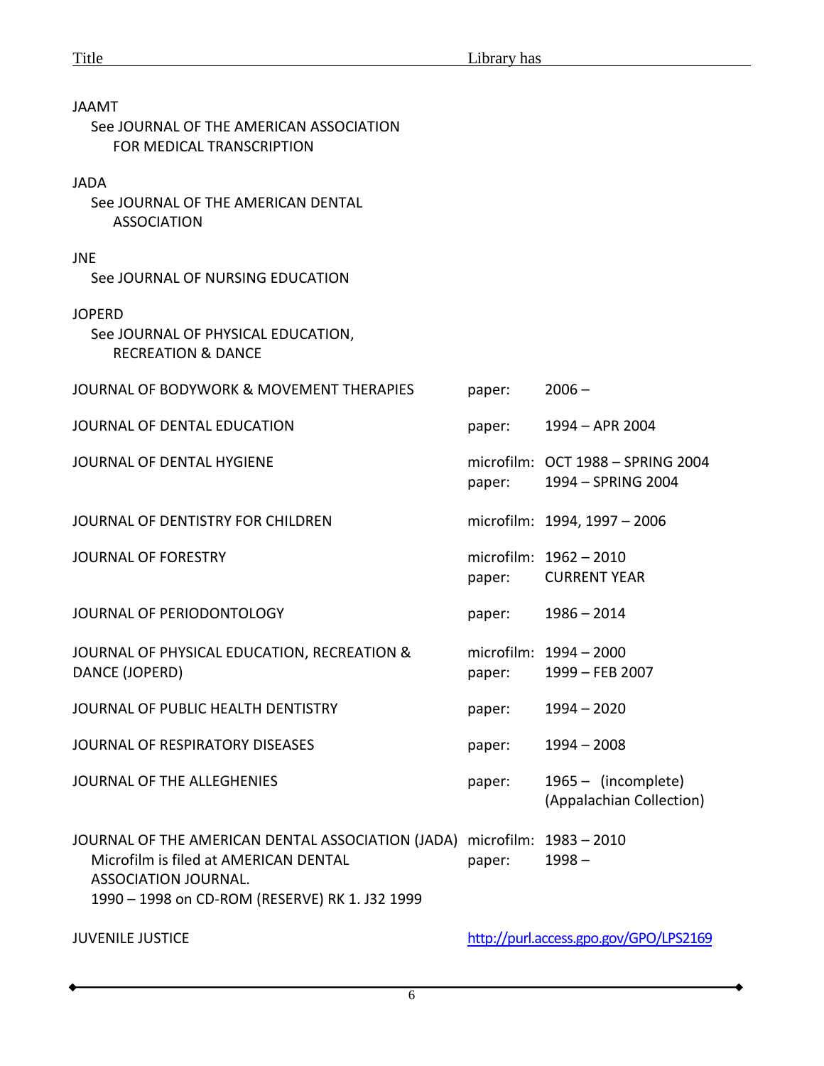| Title | Library has | |
|---|---|---|
| JAAMT<br>See JOURNAL OF THE AMERICAN ASSOCIATION FOR MEDICAL TRANSCRIPTION | | |
| JADA<br>See JOURNAL OF THE AMERICAN DENTAL ASSOCIATION | | |
| JNE<br>See JOURNAL OF NURSING EDUCATION | | |
| JOPERD<br>See JOURNAL OF PHYSICAL EDUCATION, RECREATION & DANCE | | |
| JOURNAL OF BODYWORK & MOVEMENT THERAPIES | paper: | 2006 – |
| JOURNAL OF DENTAL EDUCATION | paper: | 1994 – APR 2004 |
| JOURNAL OF DENTAL HYGIENE | microfilm:<br>paper: | OCT 1988 – SPRING 2004<br>1994 – SPRING 2004 |
| JOURNAL OF DENTISTRY FOR CHILDREN | microfilm: | 1994, 1997 – 2006 |
| JOURNAL OF FORESTRY | microfilm:<br>paper: | 1962 – 2010<br>CURRENT YEAR |
| JOURNAL OF PERIODONTOLOGY | paper: | 1986 – 2014 |
| JOURNAL OF PHYSICAL EDUCATION, RECREATION & DANCE (JOPERD) | microfilm:<br>paper: | 1994 – 2000<br>1999 – FEB 2007 |
| JOURNAL OF PUBLIC HEALTH DENTISTRY | paper: | 1994 – 2020 |
| JOURNAL OF RESPIRATORY DISEASES | paper: | 1994 – 2008 |
| JOURNAL OF THE ALLEGHENIES | paper: | 1965 – (incomplete)<br>(Appalachian Collection) |
| JOURNAL OF THE AMERICAN DENTAL ASSOCIATION (JADA)<br>Microfilm is filed at AMERICAN DENTAL ASSOCIATION JOURNAL.<br>1990 – 1998 on CD-ROM (RESERVE) RK 1. J32 1999 | microfilm:<br>paper: | 1983 – 2010<br>1998 – |
| JUVENILE JUSTICE | http://purl.access.gpo.gov/GPO/LPS2169 | |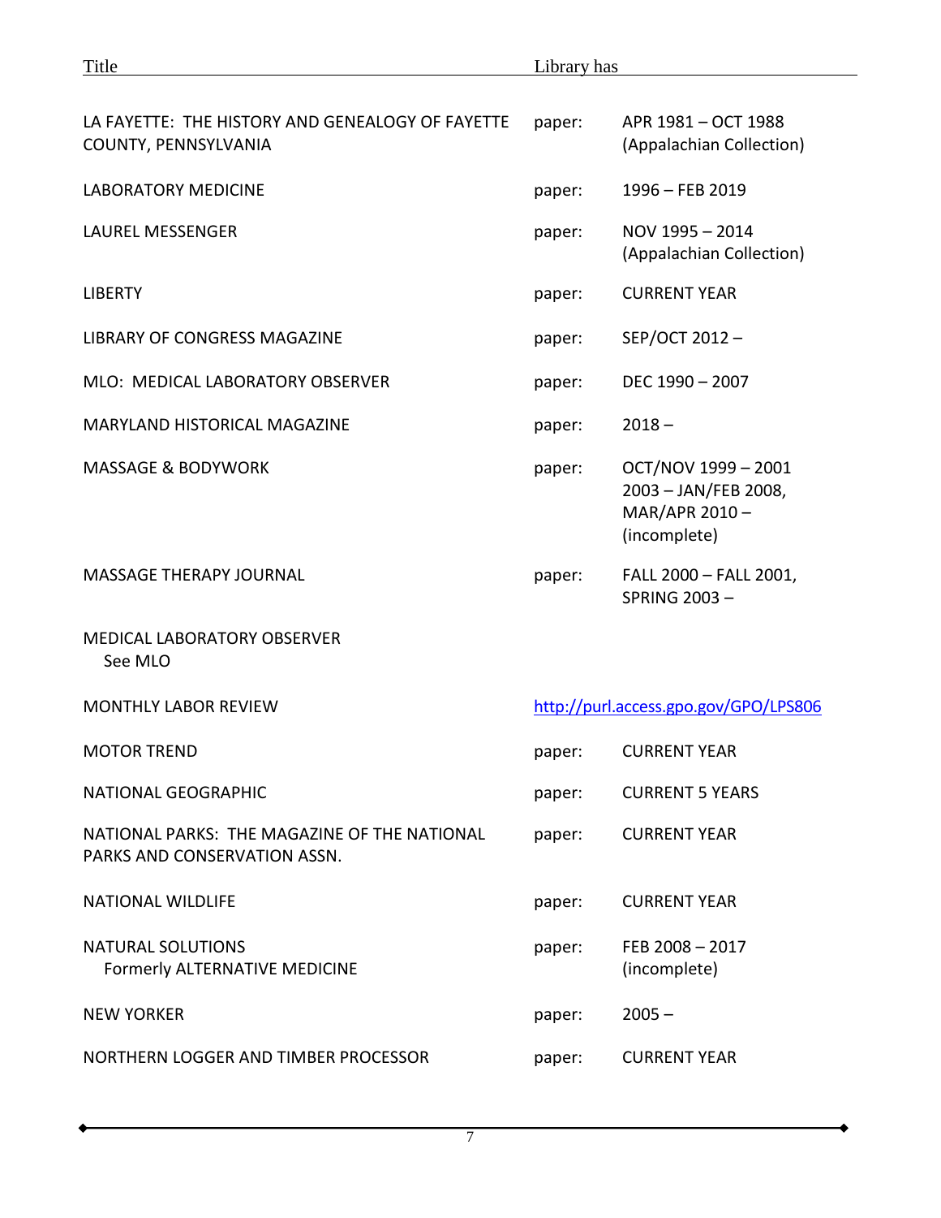| Title | Library has | |
|---|---|---|
| LA FAYETTE: THE HISTORY AND GENEALOGY OF FAYETTE COUNTY, PENNSYLVANIA | paper: | APR 1981 – OCT 1988 (Appalachian Collection) |
| LABORATORY MEDICINE | paper: | 1996 – FEB 2019 |
| LAUREL MESSENGER | paper: | NOV 1995 – 2014 (Appalachian Collection) |
| LIBERTY | paper: | CURRENT YEAR |
| LIBRARY OF CONGRESS MAGAZINE | paper: | SEP/OCT 2012 – |
| MLO: MEDICAL LABORATORY OBSERVER | paper: | DEC 1990 – 2007 |
| MARYLAND HISTORICAL MAGAZINE | paper: | 2018 – |
| MASSAGE & BODYWORK | paper: | OCT/NOV 1999 – 2001 2003 – JAN/FEB 2008, MAR/APR 2010 – (incomplete) |
| MASSAGE THERAPY JOURNAL | paper: | FALL 2000 – FALL 2001, SPRING 2003 – |
| MEDICAL LABORATORY OBSERVER See MLO | | |
| MONTHLY LABOR REVIEW | http://purl.access.gpo.gov/GPO/LPS806 | |
| MOTOR TREND | paper: | CURRENT YEAR |
| NATIONAL GEOGRAPHIC | paper: | CURRENT 5 YEARS |
| NATIONAL PARKS: THE MAGAZINE OF THE NATIONAL PARKS AND CONSERVATION ASSN. | paper: | CURRENT YEAR |
| NATIONAL WILDLIFE | paper: | CURRENT YEAR |
| NATURAL SOLUTIONS Formerly ALTERNATIVE MEDICINE | paper: | FEB 2008 – 2017 (incomplete) |
| NEW YORKER | paper: | 2005 – |
| NORTHERN LOGGER AND TIMBER PROCESSOR | paper: | CURRENT YEAR |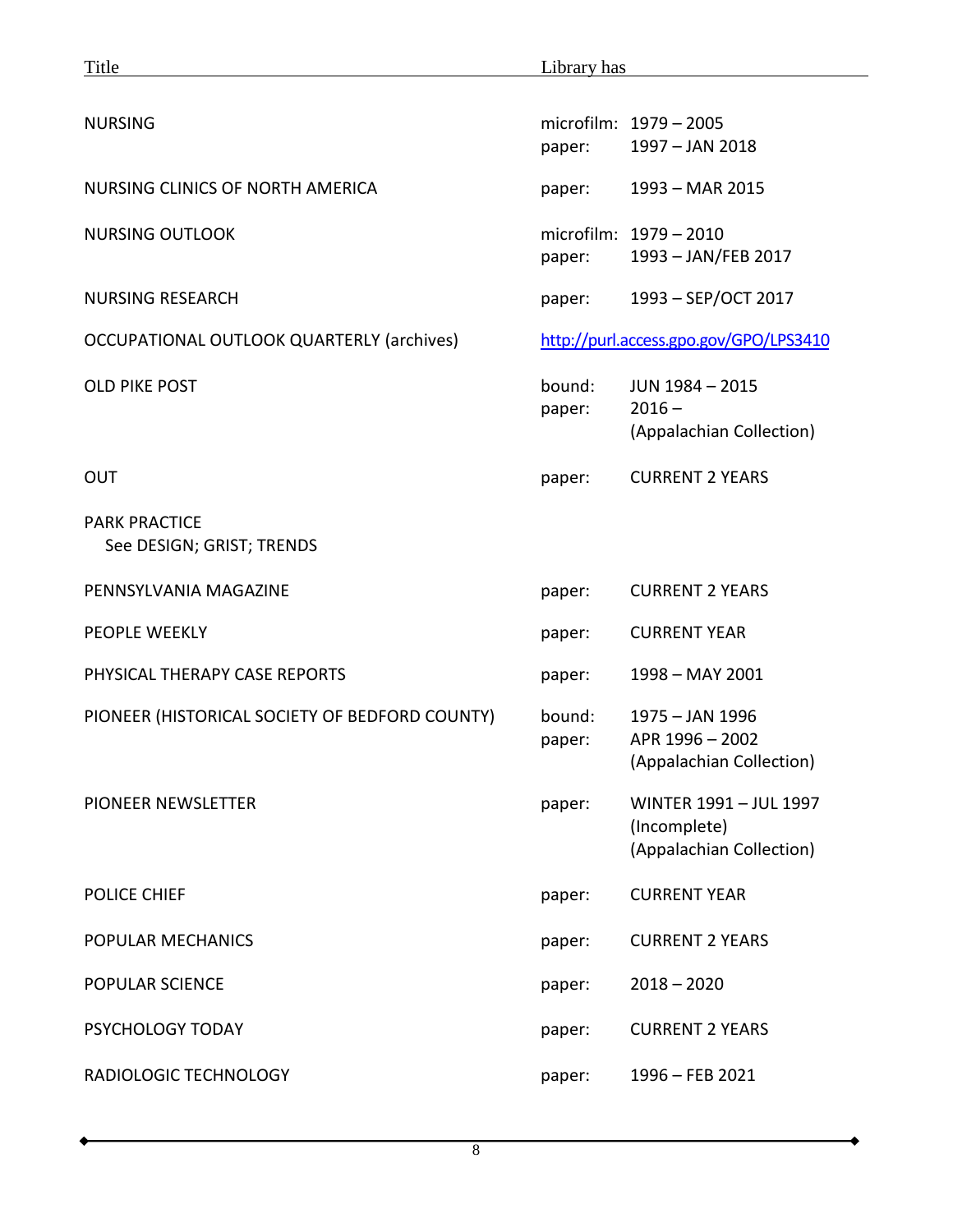| Title | Library has | |
|---|---|---|
| NURSING | microfilm: | 1979 – 2005 |
| | paper: | 1997 – JAN 2018 |
| NURSING CLINICS OF NORTH AMERICA | paper: | 1993 – MAR 2015 |
| NURSING OUTLOOK | microfilm: | 1979 – 2010 |
| | paper: | 1993 – JAN/FEB 2017 |
| NURSING RESEARCH | paper: | 1993 – SEP/OCT 2017 |
| OCCUPATIONAL OUTLOOK QUARTERLY (archives) | [http://purl.access.gpo.gov/GPO/LPS3410](http://purl.access.gpo.gov/GPO/LPS3410) | |
| OLD PIKE POST | bound: | JUN 1984 – 2015 |
| | paper: | 2016 – (Appalachian Collection) |
| OUT | paper: | CURRENT 2 YEARS |
| PARK PRACTICE See DESIGN; GRIST; TRENDS | | |
| PENNSYLVANIA MAGAZINE | paper: | CURRENT 2 YEARS |
| PEOPLE WEEKLY | paper: | CURRENT YEAR |
| PHYSICAL THERAPY CASE REPORTS | paper: | 1998 – MAY 2001 |
| PIONEER (HISTORICAL SOCIETY OF BEDFORD COUNTY) | bound: | 1975 – JAN 1996 |
| | paper: | APR 1996 – 2002 (Appalachian Collection) |
| PIONEER NEWSLETTER | paper: | WINTER 1991 – JUL 1997 (Incomplete) (Appalachian Collection) |
| POLICE CHIEF | paper: | CURRENT YEAR |
| POPULAR MECHANICS | paper: | CURRENT 2 YEARS |
| POPULAR SCIENCE | paper: | 2018 – 2020 |
| PSYCHOLOGY TODAY | paper: | CURRENT 2 YEARS |
| RADIOLOGIC TECHNOLOGY | paper: | 1996 – FEB 2021 |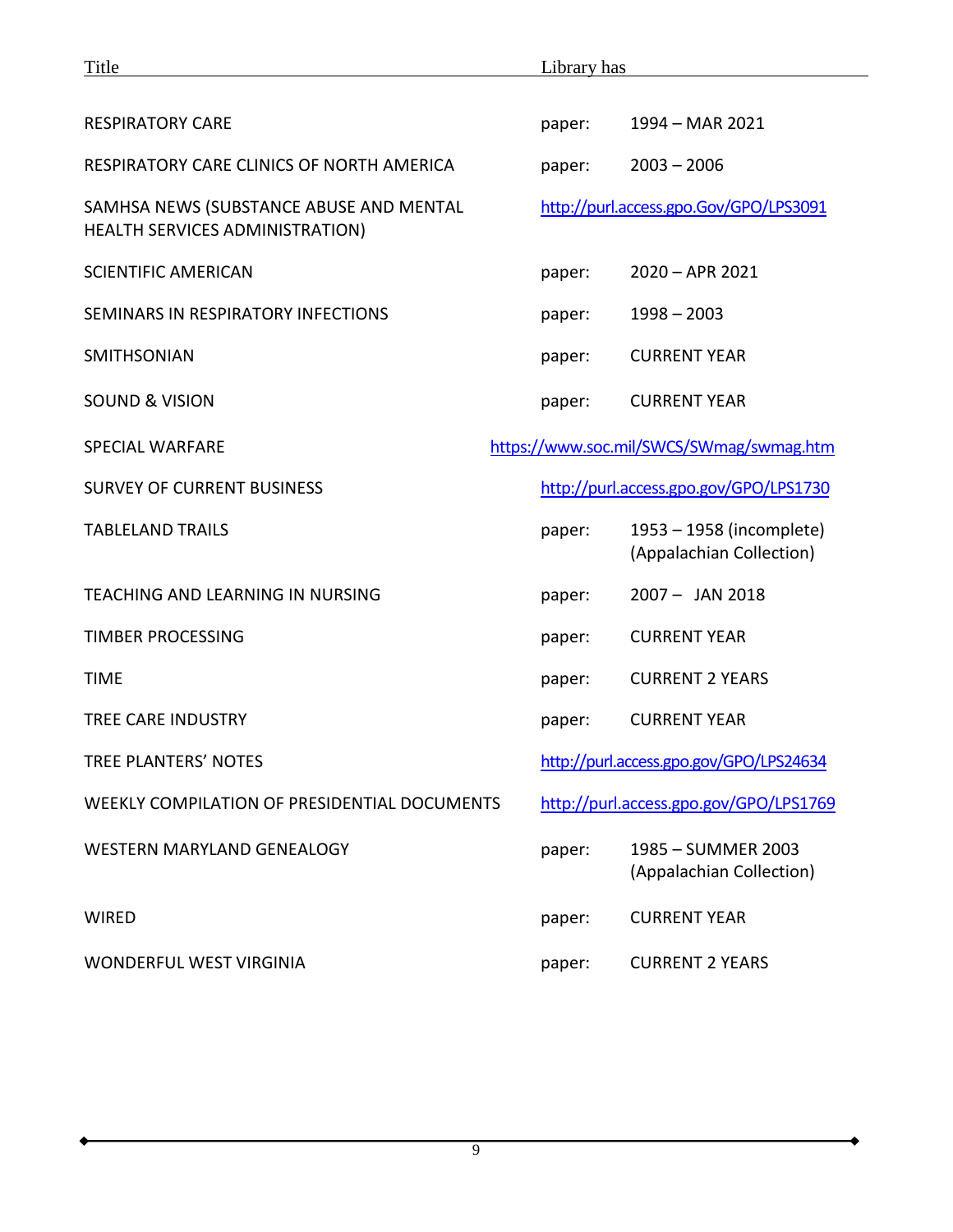| Title | Library has | |
|---|---|---|
| RESPIRATORY CARE | paper: | 1994 – MAR 2021 |
| RESPIRATORY CARE CLINICS OF NORTH AMERICA | paper: | 2003 – 2006 |
| SAMHSA NEWS (SUBSTANCE ABUSE AND MENTAL HEALTH SERVICES ADMINISTRATION) | http://purl.access.gpo.Gov/GPO/LPS3091 | |
| SCIENTIFIC AMERICAN | paper: | 2020 – APR 2021 |
| SEMINARS IN RESPIRATORY INFECTIONS | paper: | 1998 – 2003 |
| SMITHSONIAN | paper: | CURRENT YEAR |
| SOUND & VISION | paper: | CURRENT YEAR |
| SPECIAL WARFARE | https://www.soc.mil/SWCS/SWmag/swmag.htm | |
| SURVEY OF CURRENT BUSINESS | http://purl.access.gpo.gov/GPO/LPS1730 | |
| TABLELAND TRAILS | paper: | 1953 – 1958 (incomplete) (Appalachian Collection) |
| TEACHING AND LEARNING IN NURSING | paper: | 2007 – JAN 2018 |
| TIMBER PROCESSING | paper: | CURRENT YEAR |
| TIME | paper: | CURRENT 2 YEARS |
| TREE CARE INDUSTRY | paper: | CURRENT YEAR |
| TREE PLANTERS' NOTES | http://purl.access.gpo.gov/GPO/LPS24634 | |
| WEEKLY COMPILATION OF PRESIDENTIAL DOCUMENTS | http://purl.access.gpo.gov/GPO/LPS1769 | |
| WESTERN MARYLAND GENEALOGY | paper: | 1985 – SUMMER 2003 (Appalachian Collection) |
| WIRED | paper: | CURRENT YEAR |
| WONDERFUL WEST VIRGINIA | paper: | CURRENT 2 YEARS |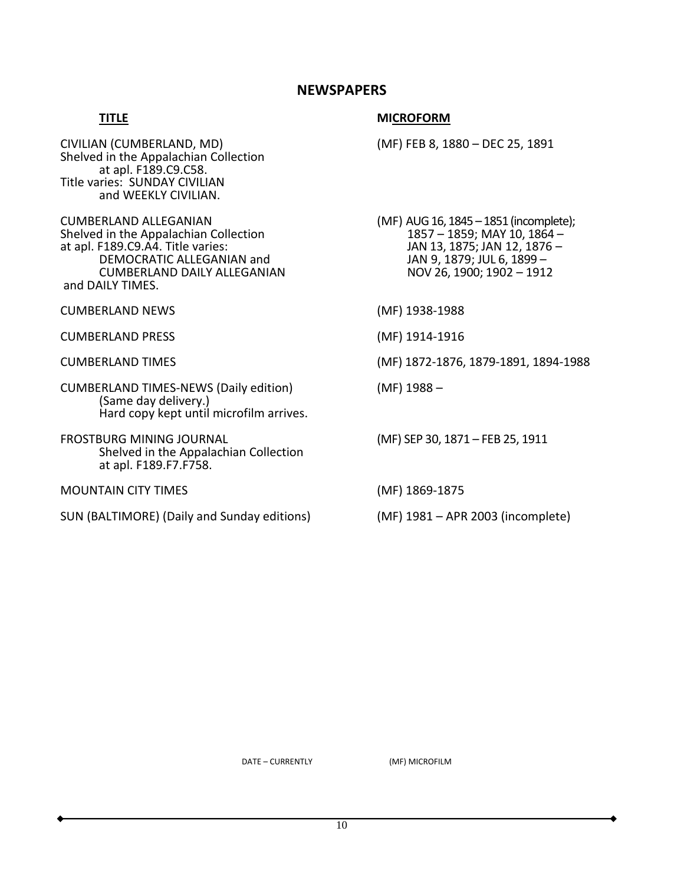## NEWSPAPERS

| TITLE | MICROFORM |
|---|---|
| CIVILIAN (CUMBERLAND, MD) Shelved in the Appalachian Collection at apl. F189.C9.C58. Title varies: SUNDAY CIVILIAN and WEEKLY CIVILIAN. | (MF) FEB 8, 1880 – DEC 25, 1891 |
| CUMBERLAND ALLEGANIAN Shelved in the Appalachian Collection at apl. F189.C9.A4. Title varies: DEMOCRATIC ALLEGANIAN and CUMBERLAND DAILY ALLEGANIAN and DAILY TIMES. | (MF) AUG 16, 1845 – 1851 (incomplete); 1857 – 1859; MAY 10, 1864 – JAN 13, 1875; JAN 12, 1876 – JAN 9, 1879; JUL 6, 1899 – NOV 26, 1900; 1902 – 1912 |
| CUMBERLAND NEWS | (MF) 1938-1988 |
| CUMBERLAND PRESS | (MF) 1914-1916 |
| CUMBERLAND TIMES | (MF) 1872-1876, 1879-1891, 1894-1988 |
| CUMBERLAND TIMES-NEWS (Daily edition) (Same day delivery.) Hard copy kept until microfilm arrives. | (MF) 1988 – |
| FROSTBURG MINING JOURNAL Shelved in the Appalachian Collection at apl. F189.F7.F758. | (MF) SEP 30, 1871 – FEB 25, 1911 |
| MOUNTAIN CITY TIMES | (MF) 1869-1875 |
| SUN (BALTIMORE) (Daily and Sunday editions) | (MF) 1981 – APR 2003 (incomplete) |

DATE – CURRENTLY (MF) MICROFILM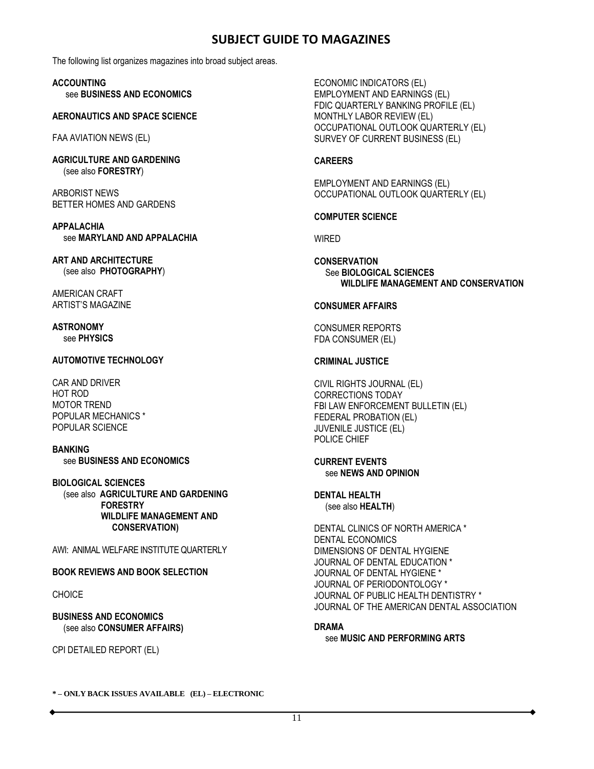# SUBJECT GUIDE TO MAGAZINES

The following list organizes magazines into broad subject areas.

**ACCOUNTING**
see **BUSINESS AND ECONOMICS**

**AERONAUTICS AND SPACE SCIENCE**

FAA AVIATION NEWS (EL)

**AGRICULTURE AND GARDENING**
(see also **FORESTRY**)

ARBORIST NEWS
BETTER HOMES AND GARDENS

**APPALACHIA**
see **MARYLAND AND APPALACHIA**

**ART AND ARCHITECTURE**
(see also **PHOTOGRAPHY**)

AMERICAN CRAFT
ARTIST'S MAGAZINE

**ASTRONOMY**
see **PHYSICS**

**AUTOMOTIVE TECHNOLOGY**

CAR AND DRIVER
HOT ROD
MOTOR TREND
POPULAR MECHANICS *
POPULAR SCIENCE

**BANKING**
see **BUSINESS AND ECONOMICS**

**BIOLOGICAL SCIENCES**
(see also **AGRICULTURE AND GARDENING**
**FORESTRY**
**WILDLIFE MANAGEMENT AND CONSERVATION)**

AWI: ANIMAL WELFARE INSTITUTE QUARTERLY

**BOOK REVIEWS AND BOOK SELECTION**

CHOICE

**BUSINESS AND ECONOMICS**
(see also **CONSUMER AFFAIRS)**

CPI DETAILED REPORT (EL)
ECONOMIC INDICATORS (EL)
EMPLOYMENT AND EARNINGS (EL)
FDIC QUARTERLY BANKING PROFILE (EL)
MONTHLY LABOR REVIEW (EL)
OCCUPATIONAL OUTLOOK QUARTERLY (EL)
SURVEY OF CURRENT BUSINESS (EL)

**CAREERS**

EMPLOYMENT AND EARNINGS (EL)
OCCUPATIONAL OUTLOOK QUARTERLY (EL)

**COMPUTER SCIENCE**

WIRED

**CONSERVATION**
See **BIOLOGICAL SCIENCES**
**WILDLIFE MANAGEMENT AND CONSERVATION**

**CONSUMER AFFAIRS**

CONSUMER REPORTS
FDA CONSUMER (EL)

**CRIMINAL JUSTICE**

CIVIL RIGHTS JOURNAL (EL)
CORRECTIONS TODAY
FBI LAW ENFORCEMENT BULLETIN (EL)
FEDERAL PROBATION (EL)
JUVENILE JUSTICE (EL)
POLICE CHIEF

**CURRENT EVENTS**
see **NEWS AND OPINION**

**DENTAL HEALTH**
(see also **HEALTH**)

DENTAL CLINICS OF NORTH AMERICA *
DENTAL ECONOMICS
DIMENSIONS OF DENTAL HYGIENE
JOURNAL OF DENTAL EDUCATION *
JOURNAL OF DENTAL HYGIENE *
JOURNAL OF PERIODONTOLOGY *
JOURNAL OF PUBLIC HEALTH DENTISTRY *
JOURNAL OF THE AMERICAN DENTAL ASSOCIATION

**DRAMA**
see **MUSIC AND PERFORMING ARTS**

**\* – ONLY BACK ISSUES AVAILABLE (EL) – ELECTRONIC**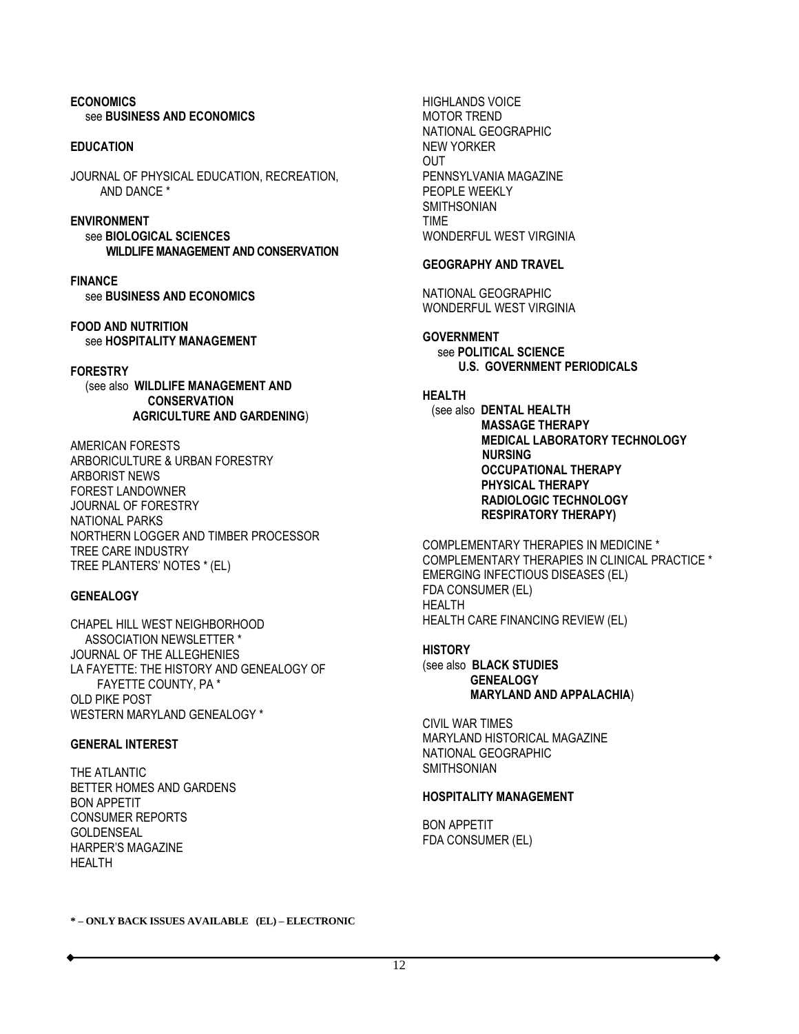**ECONOMICS**
see **BUSINESS AND ECONOMICS**

**EDUCATION**

JOURNAL OF PHYSICAL EDUCATION, RECREATION, AND DANCE *

**ENVIRONMENT**
see **BIOLOGICAL SCIENCES**
**WILDLIFE MANAGEMENT AND CONSERVATION**

**FINANCE**
see **BUSINESS AND ECONOMICS**

**FOOD AND NUTRITION**
see **HOSPITALITY MANAGEMENT**

**FORESTRY**
(see also **WILDLIFE MANAGEMENT AND CONSERVATION**
**AGRICULTURE AND GARDENING**)

AMERICAN FORESTS
ARBORICULTURE & URBAN FORESTRY
ARBORIST NEWS
FOREST LANDOWNER
JOURNAL OF FORESTRY
NATIONAL PARKS
NORTHERN LOGGER AND TIMBER PROCESSOR
TREE CARE INDUSTRY
TREE PLANTERS' NOTES * (EL)

**GENEALOGY**

CHAPEL HILL WEST NEIGHBORHOOD ASSOCIATION NEWSLETTER *
JOURNAL OF THE ALLEGHENIES
LA FAYETTE: THE HISTORY AND GENEALOGY OF FAYETTE COUNTY, PA *
OLD PIKE POST
WESTERN MARYLAND GENEALOGY *

**GENERAL INTEREST**

THE ATLANTIC
BETTER HOMES AND GARDENS
BON APPETIT
CONSUMER REPORTS
GOLDENSEAL
HARPER'S MAGAZINE
HEALTH
HIGHLANDS VOICE
MOTOR TREND
NATIONAL GEOGRAPHIC
NEW YORKER
OUT
PENNSYLVANIA MAGAZINE
PEOPLE WEEKLY
SMITHSONIAN
TIME
WONDERFUL WEST VIRGINIA

**GEOGRAPHY AND TRAVEL**

NATIONAL GEOGRAPHIC
WONDERFUL WEST VIRGINIA

**GOVERNMENT**
see **POLITICAL SCIENCE**
**U.S. GOVERNMENT PERIODICALS**

**HEALTH**
(see also **DENTAL HEALTH**
**MASSAGE THERAPY**
**MEDICAL LABORATORY TECHNOLOGY**
**NURSING**
**OCCUPATIONAL THERAPY**
**PHYSICAL THERAPY**
**RADIOLOGIC TECHNOLOGY**
**RESPIRATORY THERAPY)**

COMPLEMENTARY THERAPIES IN MEDICINE *
COMPLEMENTARY THERAPIES IN CLINICAL PRACTICE *
EMERGING INFECTIOUS DISEASES (EL)
FDA CONSUMER (EL)
HEALTH
HEALTH CARE FINANCING REVIEW (EL)

**HISTORY**
(see also **BLACK STUDIES**
**GENEALOGY**
**MARYLAND AND APPALACHIA**)

CIVIL WAR TIMES
MARYLAND HISTORICAL MAGAZINE
NATIONAL GEOGRAPHIC
SMITHSONIAN

**HOSPITALITY MANAGEMENT**

BON APPETIT
FDA CONSUMER (EL)

**\* – ONLY BACK ISSUES AVAILABLE (EL) – ELECTRONIC**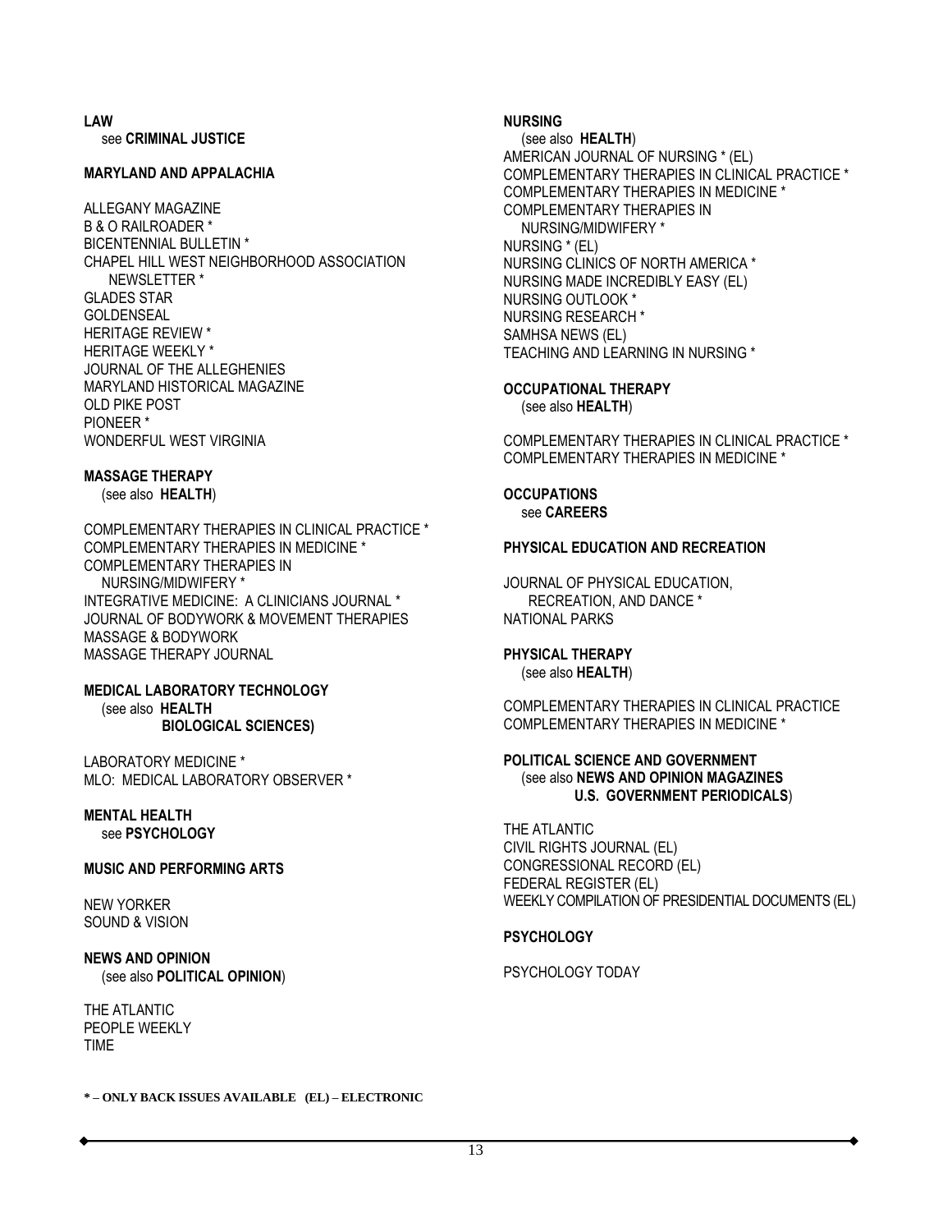**LAW**
see **CRIMINAL JUSTICE**

**MARYLAND AND APPALACHIA**

ALLEGANY MAGAZINE
B & O RAILROADER *
BICENTENNIAL BULLETIN *
CHAPEL HILL WEST NEIGHBORHOOD ASSOCIATION NEWSLETTER *
GLADES STAR
GOLDENSEAL
HERITAGE REVIEW *
HERITAGE WEEKLY *
JOURNAL OF THE ALLEGHENIES
MARYLAND HISTORICAL MAGAZINE
OLD PIKE POST
PIONEER *
WONDERFUL WEST VIRGINIA

**MASSAGE THERAPY**
(see also **HEALTH**)

COMPLEMENTARY THERAPIES IN CLINICAL PRACTICE *
COMPLEMENTARY THERAPIES IN MEDICINE *
COMPLEMENTARY THERAPIES IN NURSING/MIDWIFERY *
INTEGRATIVE MEDICINE: A CLINICIANS JOURNAL *
JOURNAL OF BODYWORK & MOVEMENT THERAPIES
MASSAGE & BODYWORK
MASSAGE THERAPY JOURNAL

**MEDICAL LABORATORY TECHNOLOGY**
(see also **HEALTH**
**BIOLOGICAL SCIENCES)**

LABORATORY MEDICINE *
MLO: MEDICAL LABORATORY OBSERVER *

**MENTAL HEALTH**
see **PSYCHOLOGY**

**MUSIC AND PERFORMING ARTS**

NEW YORKER
SOUND & VISION

**NEWS AND OPINION**
(see also **POLITICAL OPINION**)

THE ATLANTIC
PEOPLE WEEKLY
TIME

**NURSING**
(see also **HEALTH**)
AMERICAN JOURNAL OF NURSING * (EL)
COMPLEMENTARY THERAPIES IN CLINICAL PRACTICE *
COMPLEMENTARY THERAPIES IN MEDICINE *
COMPLEMENTARY THERAPIES IN NURSING/MIDWIFERY *
NURSING * (EL)
NURSING CLINICS OF NORTH AMERICA *
NURSING MADE INCREDIBLY EASY (EL)
NURSING OUTLOOK *
NURSING RESEARCH *
SAMHSA NEWS (EL)
TEACHING AND LEARNING IN NURSING *

**OCCUPATIONAL THERAPY**
(see also **HEALTH**)

COMPLEMENTARY THERAPIES IN CLINICAL PRACTICE *
COMPLEMENTARY THERAPIES IN MEDICINE *

**OCCUPATIONS**
see **CAREERS**

**PHYSICAL EDUCATION AND RECREATION**

JOURNAL OF PHYSICAL EDUCATION, RECREATION, AND DANCE *
NATIONAL PARKS

**PHYSICAL THERAPY**
(see also **HEALTH**)

COMPLEMENTARY THERAPIES IN CLINICAL PRACTICE
COMPLEMENTARY THERAPIES IN MEDICINE *

**POLITICAL SCIENCE AND GOVERNMENT**
(see also **NEWS AND OPINION MAGAZINES**
**U.S. GOVERNMENT PERIODICALS**)

THE ATLANTIC
CIVIL RIGHTS JOURNAL (EL)
CONGRESSIONAL RECORD (EL)
FEDERAL REGISTER (EL)
WEEKLY COMPILATION OF PRESIDENTIAL DOCUMENTS (EL)

**PSYCHOLOGY**

PSYCHOLOGY TODAY

**\* – ONLY BACK ISSUES AVAILABLE (EL) – ELECTRONIC**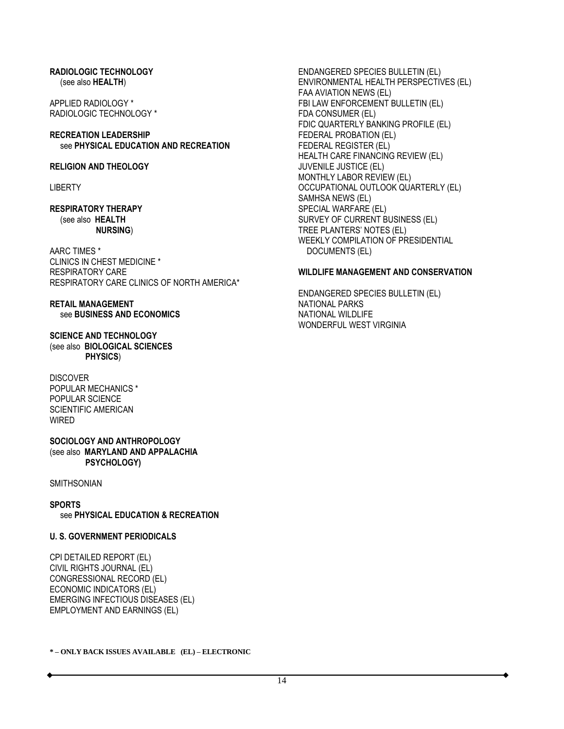**RADIOLOGIC TECHNOLOGY**
(see also **HEALTH**)

APPLIED RADIOLOGY *
RADIOLOGIC TECHNOLOGY *

**RECREATION LEADERSHIP**
see **PHYSICAL EDUCATION AND RECREATION**

**RELIGION AND THEOLOGY**

LIBERTY

**RESPIRATORY THERAPY**
(see also **HEALTH**
**NURSING**)

AARC TIMES *
CLINICS IN CHEST MEDICINE *
RESPIRATORY CARE
RESPIRATORY CARE CLINICS OF NORTH AMERICA*

**RETAIL MANAGEMENT**
see **BUSINESS AND ECONOMICS**

**SCIENCE AND TECHNOLOGY**
(see also **BIOLOGICAL SCIENCES**
**PHYSICS**)

DISCOVER
POPULAR MECHANICS *
POPULAR SCIENCE
SCIENTIFIC AMERICAN
WIRED

**SOCIOLOGY AND ANTHROPOLOGY**
(see also **MARYLAND AND APPALACHIA**
**PSYCHOLOGY)**

SMITHSONIAN

**SPORTS**
see **PHYSICAL EDUCATION & RECREATION**

**U. S. GOVERNMENT PERIODICALS**

CPI DETAILED REPORT (EL)
CIVIL RIGHTS JOURNAL (EL)
CONGRESSIONAL RECORD (EL)
ECONOMIC INDICATORS (EL)
EMERGING INFECTIOUS DISEASES (EL)
EMPLOYMENT AND EARNINGS (EL)
ENDANGERED SPECIES BULLETIN (EL)
ENVIRONMENTAL HEALTH PERSPECTIVES (EL)
FAA AVIATION NEWS (EL)
FBI LAW ENFORCEMENT BULLETIN (EL)
FDA CONSUMER (EL)
FDIC QUARTERLY BANKING PROFILE (EL)
FEDERAL PROBATION (EL)
FEDERAL REGISTER (EL)
HEALTH CARE FINANCING REVIEW (EL)
JUVENILE JUSTICE (EL)
MONTHLY LABOR REVIEW (EL)
OCCUPATIONAL OUTLOOK QUARTERLY (EL)
SAMHSA NEWS (EL)
SPECIAL WARFARE (EL)
SURVEY OF CURRENT BUSINESS (EL)
TREE PLANTERS' NOTES (EL)
WEEKLY COMPILATION OF PRESIDENTIAL DOCUMENTS (EL)

**WILDLIFE MANAGEMENT AND CONSERVATION**

ENDANGERED SPECIES BULLETIN (EL)
NATIONAL PARKS
NATIONAL WILDLIFE
WONDERFUL WEST VIRGINIA

**\* – ONLY BACK ISSUES AVAILABLE (EL) – ELECTRONIC**